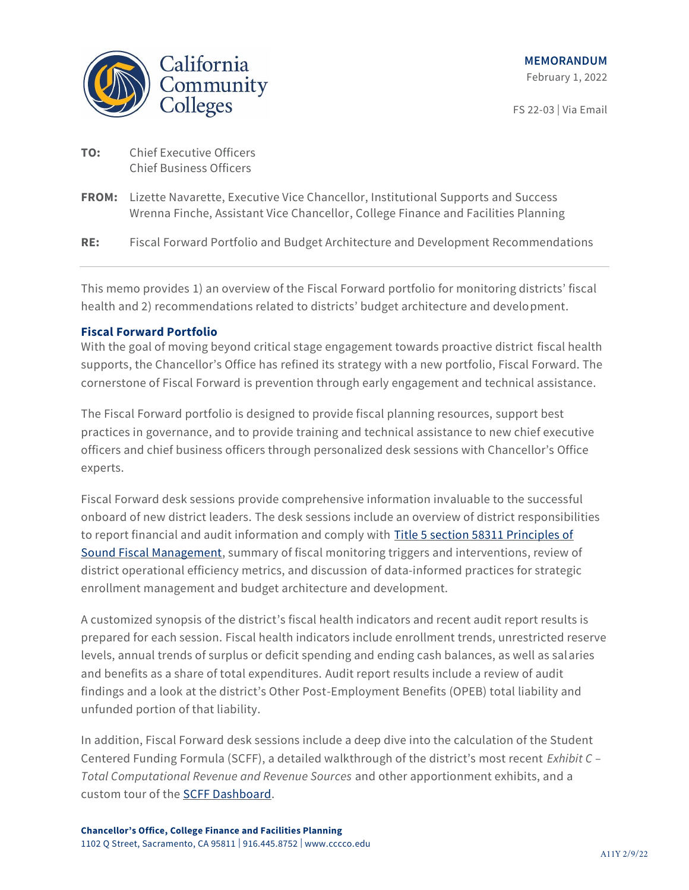California Community Colleges

**MEMORANDUM**
February 1, 2022

FS 22-03 | Via Email

**TO:** Chief Executive Officers
Chief Business Officers

**FROM:** Lizette Navarette, Executive Vice Chancellor, Institutional Supports and Success
Wrenna Finche, Assistant Vice Chancellor, College Finance and Facilities Planning

**RE:** Fiscal Forward Portfolio and Budget Architecture and Development Recommendations

---

This memo provides 1) an overview of the Fiscal Forward portfolio for monitoring districts' fiscal health and 2) recommendations related to districts' budget architecture and development.

## Fiscal Forward Portfolio

With the goal of moving beyond critical stage engagement towards proactive district fiscal health supports, the Chancellor's Office has refined its strategy with a new portfolio, Fiscal Forward. The cornerstone of Fiscal Forward is prevention through early engagement and technical assistance.

The Fiscal Forward portfolio is designed to provide fiscal planning resources, support best practices in governance, and to provide training and technical assistance to new chief executive officers and chief business officers through personalized desk sessions with Chancellor's Office experts.

Fiscal Forward desk sessions provide comprehensive information invaluable to the successful onboard of new district leaders. The desk sessions include an overview of district responsibilities to report financial and audit information and comply with Title 5 section 58311 Principles of Sound Fiscal Management, summary of fiscal monitoring triggers and interventions, review of district operational efficiency metrics, and discussion of data-informed practices for strategic enrollment management and budget architecture and development.

A customized synopsis of the district's fiscal health indicators and recent audit report results is prepared for each session. Fiscal health indicators include enrollment trends, unrestricted reserve levels, annual trends of surplus or deficit spending and ending cash balances, as well as salaries and benefits as a share of total expenditures. Audit report results include a review of audit findings and a look at the district's Other Post-Employment Benefits (OPEB) total liability and unfunded portion of that liability.

In addition, Fiscal Forward desk sessions include a deep dive into the calculation of the Student Centered Funding Formula (SCFF), a detailed walkthrough of the district's most recent *Exhibit C – Total Computational Revenue and Revenue Sources* and other apportionment exhibits, and a custom tour of the SCFF Dashboard.

**Chancellor's Office, College Finance and Facilities Planning**
1102 Q Street, Sacramento, CA 95811 | 916.445.8752 | www.cccco.edu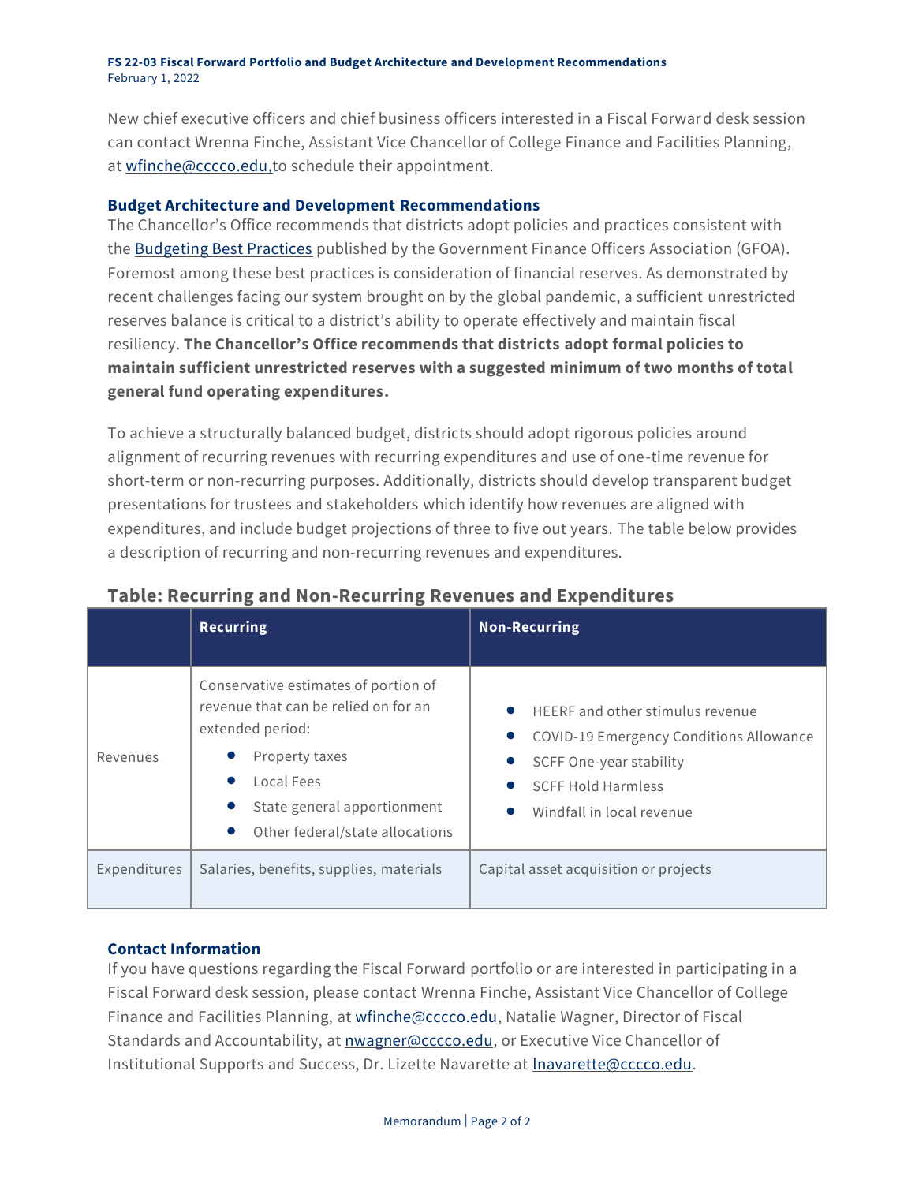New chief executive officers and chief business officers interested in a Fiscal Forward desk session can contact Wrenna Finche, Assistant Vice Chancellor of College Finance and Facilities Planning, at wfinche@cccco.edu,to schedule their appointment.

### Budget Architecture and Development Recommendations

The Chancellor's Office recommends that districts adopt policies and practices consistent with the Budgeting Best Practices published by the Government Finance Officers Association (GFOA). Foremost among these best practices is consideration of financial reserves. As demonstrated by recent challenges facing our system brought on by the global pandemic, a sufficient unrestricted reserves balance is critical to a district's ability to operate effectively and maintain fiscal resiliency. **The Chancellor's Office recommends that districts adopt formal policies to maintain sufficient unrestricted reserves with a suggested minimum of two months of total general fund operating expenditures.**

To achieve a structurally balanced budget, districts should adopt rigorous policies around alignment of recurring revenues with recurring expenditures and use of one-time revenue for short-term or non-recurring purposes. Additionally, districts should develop transparent budget presentations for trustees and stakeholders which identify how revenues are aligned with expenditures, and include budget projections of three to five out years. The table below provides a description of recurring and non-recurring revenues and expenditures.

### Table: Recurring and Non-Recurring Revenues and Expenditures

| | Recurring | Non-Recurring |
|---|---|---|
| Revenues | Conservative estimates of portion of revenue that can be relied on for an extended period:<br>• Property taxes<br>• Local Fees<br>• State general apportionment<br>• Other federal/state allocations | • HEERF and other stimulus revenue<br>• COVID-19 Emergency Conditions Allowance<br>• SCFF One-year stability<br>• SCFF Hold Harmless<br>• Windfall in local revenue |
| Expenditures | Salaries, benefits, supplies, materials | Capital asset acquisition or projects |

### Contact Information

If you have questions regarding the Fiscal Forward portfolio or are interested in participating in a Fiscal Forward desk session, please contact Wrenna Finche, Assistant Vice Chancellor of College Finance and Facilities Planning, at wfinche@cccco.edu, Natalie Wagner, Director of Fiscal Standards and Accountability, at nwagner@cccco.edu, or Executive Vice Chancellor of Institutional Supports and Success, Dr. Lizette Navarette at lnavarette@cccco.edu.